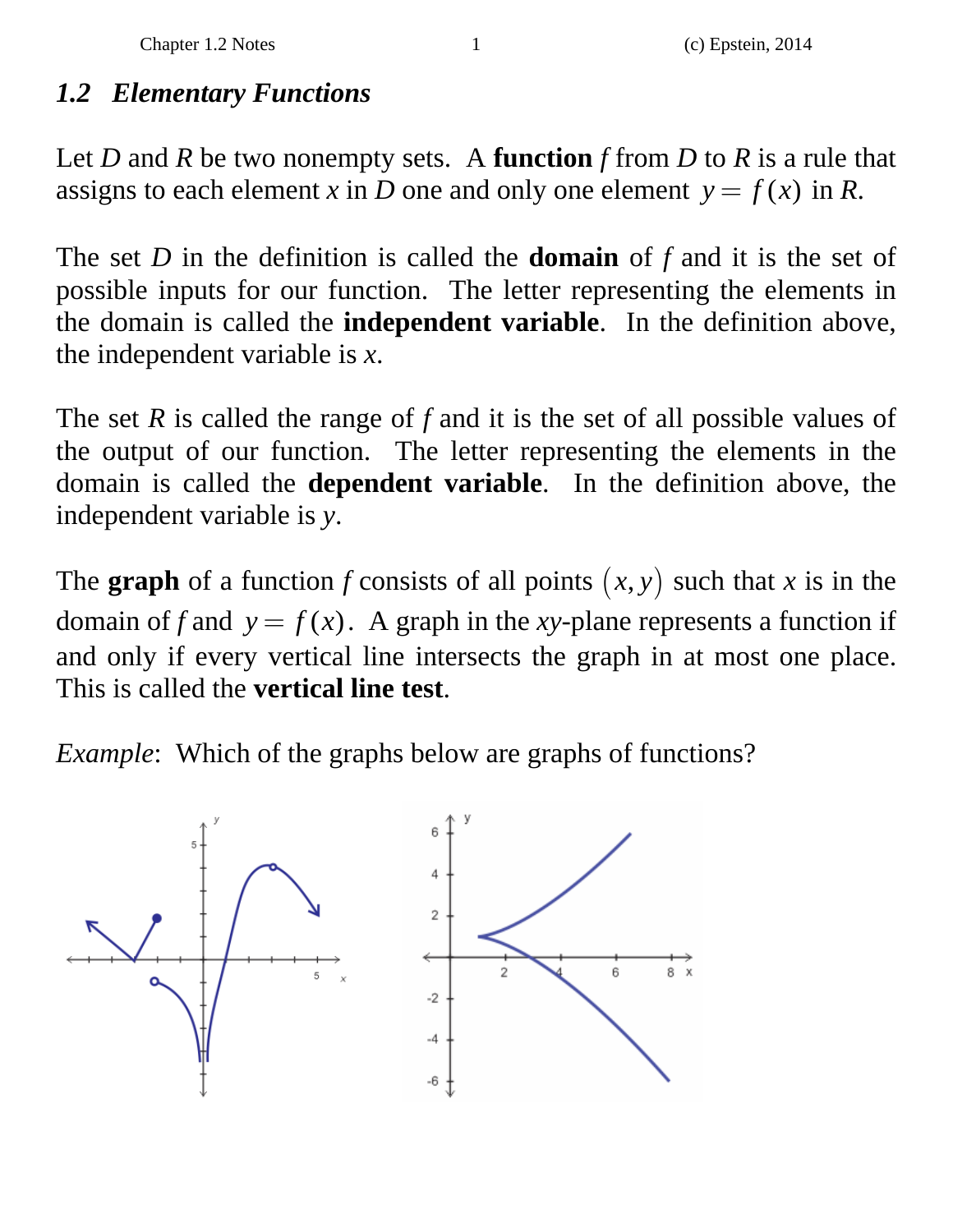## *1.2 Elementary Functions*

Let $D$ and $R$ be two nonempty sets. A **function** $f$ from $D$ to $R$ is a rule that assigns to each element $x$ in $D$ one and only one element $y = f(x)$ in $R$.

The set $D$ in the definition is called the **domain** of $f$ and it is the set of possible inputs for our function. The letter representing the elements in the domain is called the **independent variable**. In the definition above, the independent variable is $x$.

The set $R$ is called the range of $f$ and it is the set of all possible values of the output of our function. The letter representing the elements in the domain is called the **dependent variable**. In the definition above, the independent variable is $y$.

The **graph** of a function $f$ consists of all points $(x, y)$ such that $x$ is in the domain of $f$ and $y = f(x)$. A graph in the $xy$-plane represents a function if and only if every vertical line intersects the graph in at most one place. This is called the **vertical line test**.

*Example*: Which of the graphs below are graphs of functions?

y
5
5
x

y
6
4
2
2
4
6
8
x
-2
-4
-6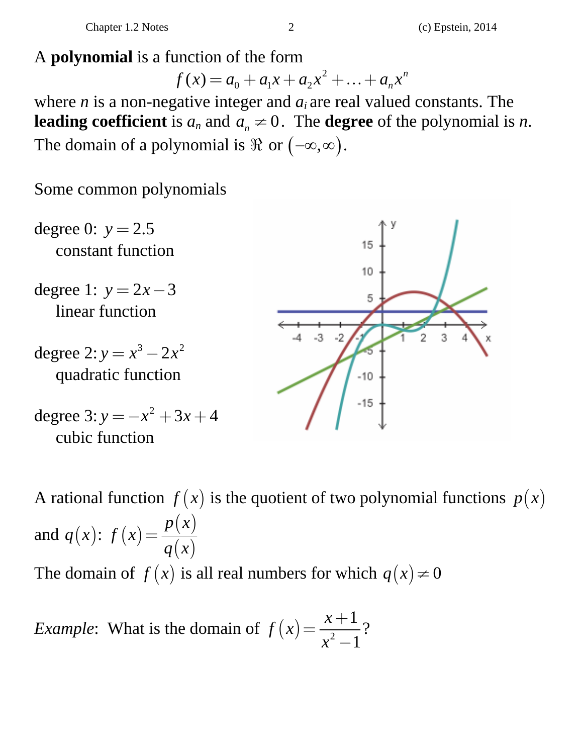A **polynomial** is a function of the form

$$f(x) = a_0 + a_1 x + a_2 x^2 + \ldots + a_n x^n$$

where $n$ is a non-negative integer and $a_i$ are real valued constants. The **leading coefficient** is $a_n$ and $a_n \neq 0$. The **degree** of the polynomial is $n$. The domain of a polynomial is $\Re$ or $(-\infty, \infty)$.

Some common polynomials

degree 0: $y = 2.5$
constant function

degree 1: $y = 2x - 3$
linear function

degree 2: $y = x^3 - 2x^2$
quadratic function

degree 3: $y = -x^2 + 3x + 4$
cubic function

y
15
10
5
-5
-10
-15
-4 -3 -2 -1 1 2 3 4 x

A rational function $f(x)$ is the quotient of two polynomial functions $p(x)$ and $q(x)$: $f(x) = \dfrac{p(x)}{q(x)}$

The domain of $f(x)$ is all real numbers for which $q(x) \neq 0$

*Example*: What is the domain of $f(x) = \dfrac{x+1}{x^2 - 1}$?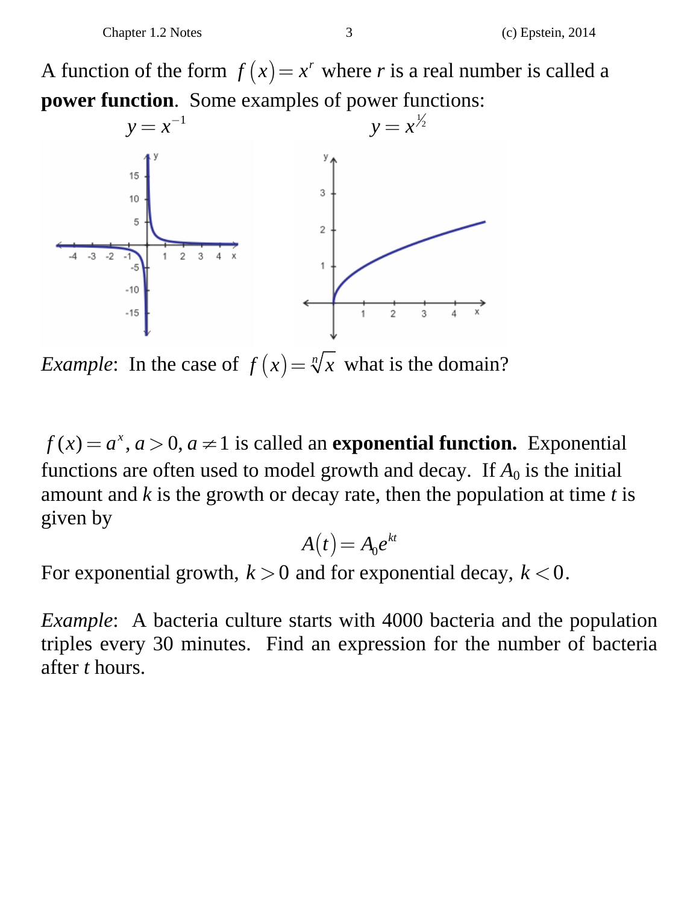A function of the form $f(x) = x^r$ where $r$ is a real number is called a **power function**. Some examples of power functions:

$y = x^{-1}$

y
15
10
5
-4 -3 -2 -1 1 2 3 4 x
-5
-10
-15

$y = x^{\frac{1}{2}}$

y
3
2
1
1 2 3 4 x

*Example*: In the case of $f(x) = \sqrt[n]{x}$ what is the domain?

$f(x) = a^x, a > 0, a \neq 1$ is called an **exponential function.** Exponential functions are often used to model growth and decay. If $A_0$ is the initial amount and $k$ is the growth or decay rate, then the population at time $t$ is given by

$$A(t) = A_0 e^{kt}$$

For exponential growth, $k > 0$ and for exponential decay, $k < 0$.

*Example*: A bacteria culture starts with 4000 bacteria and the population triples every 30 minutes. Find an expression for the number of bacteria after $t$ hours.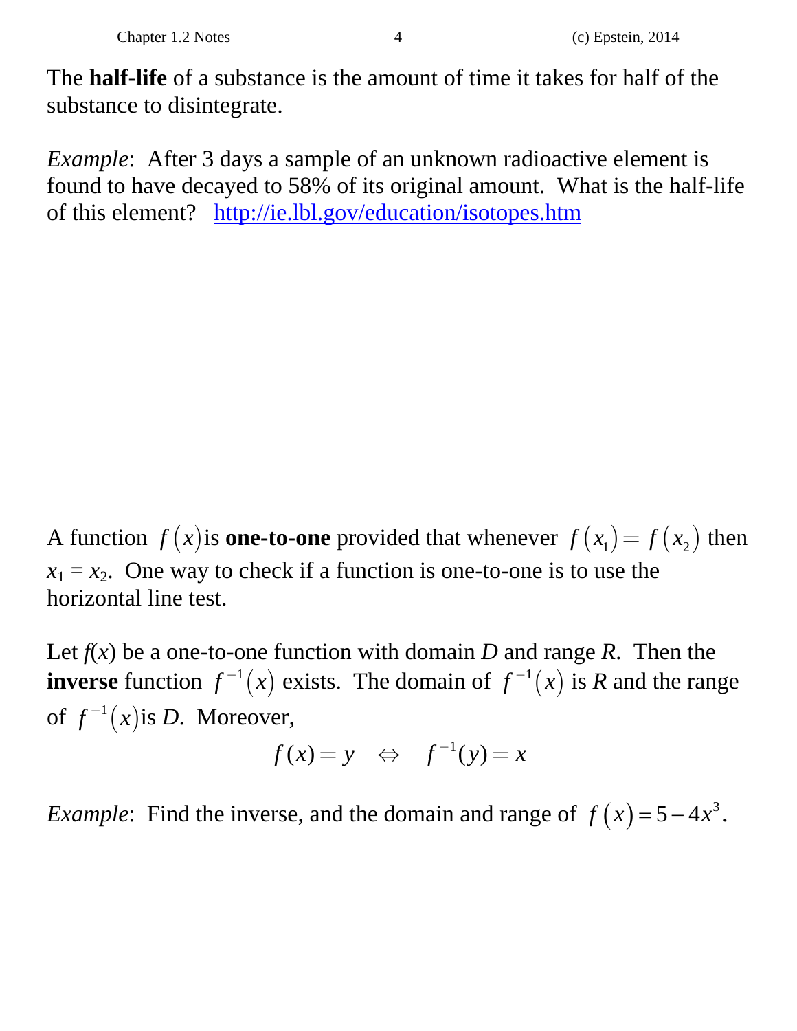The **half-life** of a substance is the amount of time it takes for half of the substance to disintegrate.

*Example*: After 3 days a sample of an unknown radioactive element is found to have decayed to 58% of its original amount. What is the half-life of this element? http://ie.lbl.gov/education/isotopes.htm

A function $f(x)$ is **one-to-one** provided that whenever $f(x_1) = f(x_2)$ then $x_1 = x_2$. One way to check if a function is one-to-one is to use the horizontal line test.

Let $f(x)$ be a one-to-one function with domain $D$ and range $R$. Then the **inverse** function $f^{-1}(x)$ exists. The domain of $f^{-1}(x)$ is $R$ and the range of $f^{-1}(x)$ is $D$. Moreover,

$$f(x) = y \quad \Leftrightarrow \quad f^{-1}(y) = x$$

*Example*: Find the inverse, and the domain and range of $f(x) = 5 - 4x^3$.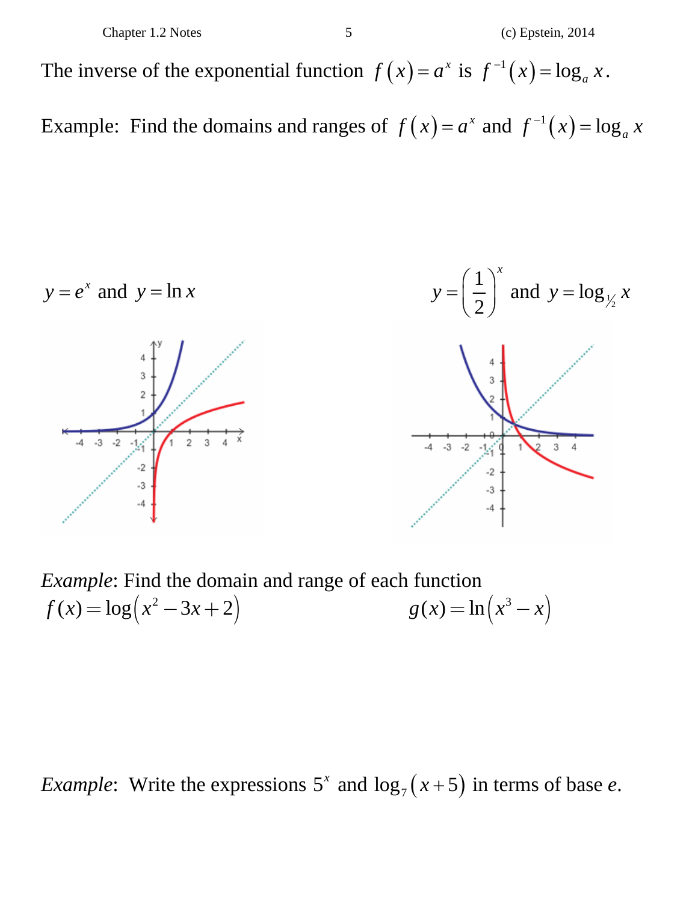The inverse of the exponential function $f(x) = a^x$ is $f^{-1}(x) = \log_a x$.

Example: Find the domains and ranges of $f(x) = a^x$ and $f^{-1}(x) = \log_a x$

$y = e^x$ and $y = \ln x$

y
4
3
2
1
-4 -3 -2 -1 1 2 3 4 x
-1
-2
-3
-4

$y = \left(\frac{1}{2}\right)^x$ and $y = \log_{1/2} x$

4
3
2
1
0
-4 -3 -2 -1 0 1 2 3 4
-1
-2
-3
-4

*Example*: Find the domain and range of each function

$f(x) = \log\left(x^2 - 3x + 2\right)$

$g(x) = \ln\left(x^3 - x\right)$

*Example*: Write the expressions $5^x$ and $\log_7(x+5)$ in terms of base *e*.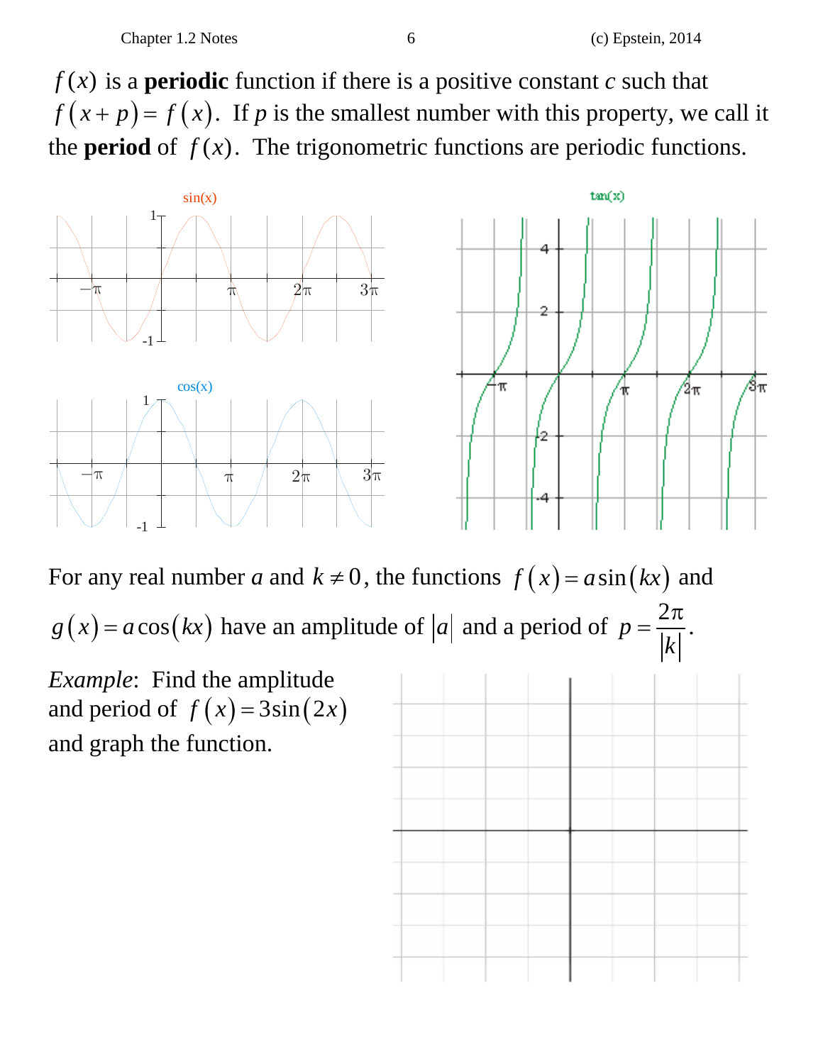$f(x)$ is a **periodic** function if there is a positive constant $c$ such that $f(x+p)=f(x)$. If $p$ is the smallest number with this property, we call it the **period** of $f(x)$. The trigonometric functions are periodic functions.

sin(x)

1

-1

$-\pi$ $\pi$ $2\pi$ $3\pi$

cos(x)

1

-1

$-\pi$ $\pi$ $2\pi$ $3\pi$

tan(x)

4

2

-2

-4

$-\pi$ $\pi$ $2\pi$ $3\pi$

For any real number $a$ and $k \neq 0$, the functions $f(x)=a\sin(kx)$ and $g(x)=a\cos(kx)$ have an amplitude of $|a|$ and a period of $p=\dfrac{2\pi}{|k|}$.

*Example*: Find the amplitude and period of $f(x)=3\sin(2x)$ and graph the function.